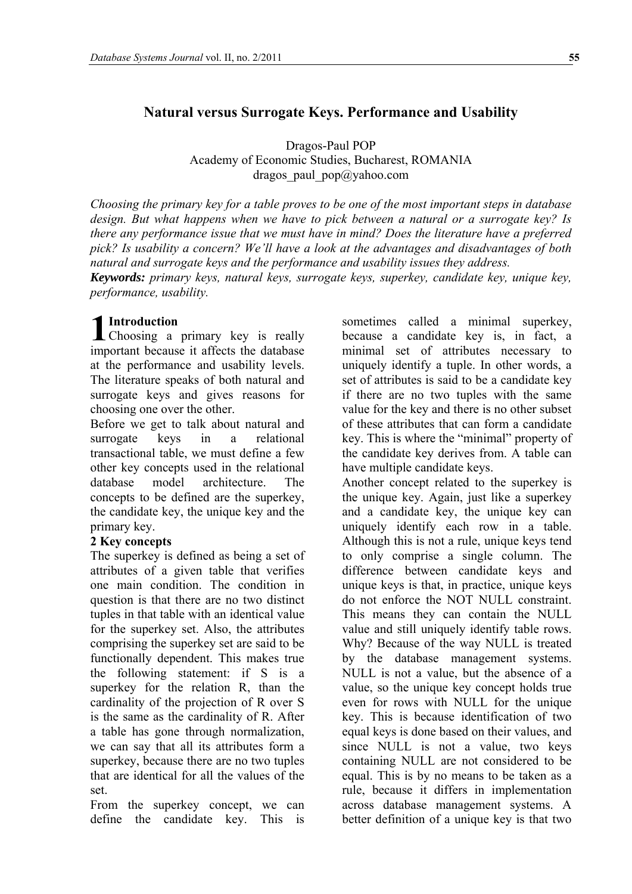# Natural versus Surrogate Keys. Performance and Usability

Dragos-Paul POP
Academy of Economic Studies, Bucharest, ROMANIA
dragos_paul_pop@yahoo.com

*Choosing the primary key for a table proves to be one of the most important steps in database design. But what happens when we have to pick between a natural or a surrogate key? Is there any performance issue that we must have in mind? Does the literature have a preferred pick? Is usability a concern? We'll have a look at the advantages and disadvantages of both natural and surrogate keys and the performance and usability issues they address.*

***Keywords:*** *primary keys, natural keys, surrogate keys, superkey, candidate key, unique key, performance, usability.*

## 1 Introduction

Choosing a primary key is really important because it affects the database at the performance and usability levels. The literature speaks of both natural and surrogate keys and gives reasons for choosing one over the other.

Before we get to talk about natural and surrogate keys in a relational transactional table, we must define a few other key concepts used in the relational database model architecture. The concepts to be defined are the superkey, the candidate key, the unique key and the primary key.

## 2 Key concepts

The superkey is defined as being a set of attributes of a given table that verifies one main condition. The condition in question is that there are no two distinct tuples in that table with an identical value for the superkey set. Also, the attributes comprising the superkey set are said to be functionally dependent. This makes true the following statement: if S is a superkey for the relation R, than the cardinality of the projection of R over S is the same as the cardinality of R. After a table has gone through normalization, we can say that all its attributes form a superkey, because there are no two tuples that are identical for all the values of the set.

From the superkey concept, we can define the candidate key. This is sometimes called a minimal superkey, because a candidate key is, in fact, a minimal set of attributes necessary to uniquely identify a tuple. In other words, a set of attributes is said to be a candidate key if there are no two tuples with the same value for the key and there is no other subset of these attributes that can form a candidate key. This is where the "minimal" property of the candidate key derives from. A table can have multiple candidate keys.

Another concept related to the superkey is the unique key. Again, just like a superkey and a candidate key, the unique key can uniquely identify each row in a table. Although this is not a rule, unique keys tend to only comprise a single column. The difference between candidate keys and unique keys is that, in practice, unique keys do not enforce the NOT NULL constraint. This means they can contain the NULL value and still uniquely identify table rows. Why? Because of the way NULL is treated by the database management systems. NULL is not a value, but the absence of a value, so the unique key concept holds true even for rows with NULL for the unique key. This is because identification of two equal keys is done based on their values, and since NULL is not a value, two keys containing NULL are not considered to be equal. This is by no means to be taken as a rule, because it differs in implementation across database management systems. A better definition of a unique key is that two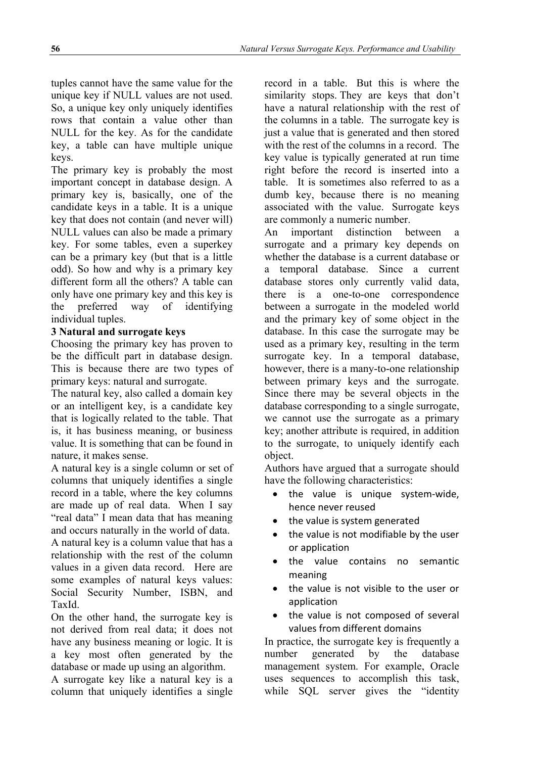tuples cannot have the same value for the unique key if NULL values are not used. So, a unique key only uniquely identifies rows that contain a value other than NULL for the key. As for the candidate key, a table can have multiple unique keys.

The primary key is probably the most important concept in database design. A primary key is, basically, one of the candidate keys in a table. It is a unique key that does not contain (and never will) NULL values can also be made a primary key. For some tables, even a superkey can be a primary key (but that is a little odd). So how and why is a primary key different form all the others? A table can only have one primary key and this key is the preferred way of identifying individual tuples.

## 3 Natural and surrogate keys

Choosing the primary key has proven to be the difficult part in database design. This is because there are two types of primary keys: natural and surrogate.

The natural key, also called a domain key or an intelligent key, is a candidate key that is logically related to the table. That is, it has business meaning, or business value. It is something that can be found in nature, it makes sense.

A natural key is a single column or set of columns that uniquely identifies a single record in a table, where the key columns are made up of real data. When I say "real data" I mean data that has meaning and occurs naturally in the world of data.

A natural key is a column value that has a relationship with the rest of the column values in a given data record. Here are some examples of natural keys values: Social Security Number, ISBN, and TaxId.

On the other hand, the surrogate key is not derived from real data; it does not have any business meaning or logic. It is a key most often generated by the database or made up using an algorithm.

A surrogate key like a natural key is a column that uniquely identifies a single record in a table. But this is where the similarity stops. They are keys that don't have a natural relationship with the rest of the columns in a table. The surrogate key is just a value that is generated and then stored with the rest of the columns in a record. The key value is typically generated at run time right before the record is inserted into a table. It is sometimes also referred to as a dumb key, because there is no meaning associated with the value. Surrogate keys are commonly a numeric number.

An important distinction between a surrogate and a primary key depends on whether the database is a current database or a temporal database. Since a current database stores only currently valid data, there is a one-to-one correspondence between a surrogate in the modeled world and the primary key of some object in the database. In this case the surrogate may be used as a primary key, resulting in the term surrogate key. In a temporal database, however, there is a many-to-one relationship between primary keys and the surrogate. Since there may be several objects in the database corresponding to a single surrogate, we cannot use the surrogate as a primary key; another attribute is required, in addition to the surrogate, to uniquely identify each object.

Authors have argued that a surrogate should have the following characteristics:

- the value is unique system-wide, hence never reused
- the value is system generated
- the value is not modifiable by the user or application
- the value contains no semantic meaning
- the value is not visible to the user or application
- the value is not composed of several values from different domains

In practice, the surrogate key is frequently a number generated by the database management system. For example, Oracle uses sequences to accomplish this task, while SQL server gives the "identity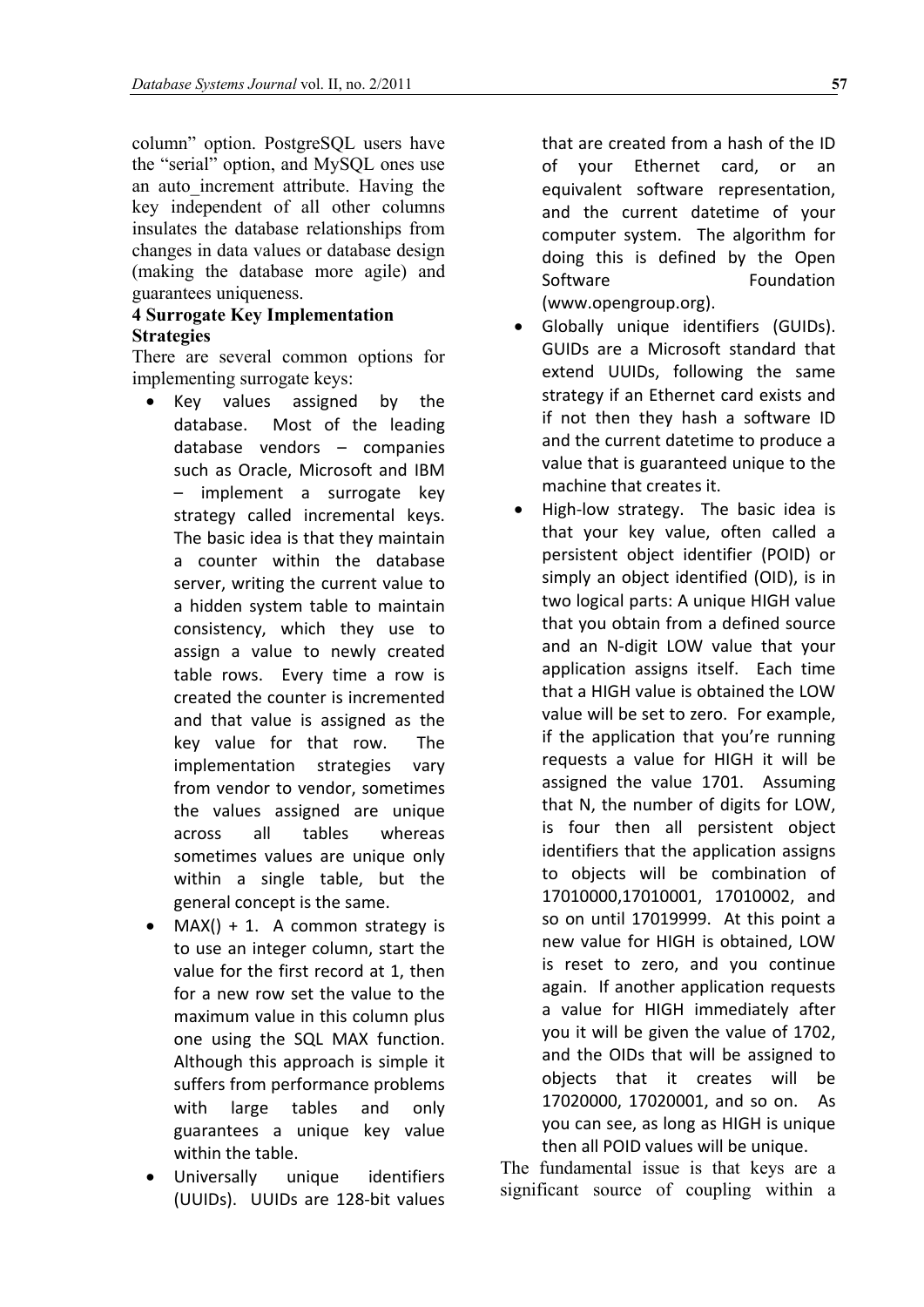column" option. PostgreSQL users have the "serial" option, and MySQL ones use an auto_increment attribute. Having the key independent of all other columns insulates the database relationships from changes in data values or database design (making the database more agile) and guarantees uniqueness.

## 4 Surrogate Key Implementation Strategies

There are several common options for implementing surrogate keys:

- Key values assigned by the database. Most of the leading database vendors – companies such as Oracle, Microsoft and IBM – implement a surrogate key strategy called incremental keys. The basic idea is that they maintain a counter within the database server, writing the current value to a hidden system table to maintain consistency, which they use to assign a value to newly created table rows. Every time a row is created the counter is incremented and that value is assigned as the key value for that row. The implementation strategies vary from vendor to vendor, sometimes the values assigned are unique across all tables whereas sometimes values are unique only within a single table, but the general concept is the same.
- MAX() + 1. A common strategy is to use an integer column, start the value for the first record at 1, then for a new row set the value to the maximum value in this column plus one using the SQL MAX function. Although this approach is simple it suffers from performance problems with large tables and only guarantees a unique key value within the table.
- Universally unique identifiers (UUIDs). UUIDs are 128-bit values that are created from a hash of the ID of your Ethernet card, or an equivalent software representation, and the current datetime of your computer system. The algorithm for doing this is defined by the Open Software Foundation (www.opengroup.org).
- Globally unique identifiers (GUIDs). GUIDs are a Microsoft standard that extend UUIDs, following the same strategy if an Ethernet card exists and if not then they hash a software ID and the current datetime to produce a value that is guaranteed unique to the machine that creates it.
- High-low strategy. The basic idea is that your key value, often called a persistent object identifier (POID) or simply an object identified (OID), is in two logical parts: A unique HIGH value that you obtain from a defined source and an N-digit LOW value that your application assigns itself. Each time that a HIGH value is obtained the LOW value will be set to zero. For example, if the application that you're running requests a value for HIGH it will be assigned the value 1701. Assuming that N, the number of digits for LOW, is four then all persistent object identifiers that the application assigns to objects will be combination of 17010000,17010001, 17010002, and so on until 17019999. At this point a new value for HIGH is obtained, LOW is reset to zero, and you continue again. If another application requests a value for HIGH immediately after you it will be given the value of 1702, and the OIDs that will be assigned to objects that it creates will be 17020000, 17020001, and so on. As you can see, as long as HIGH is unique then all POID values will be unique.

The fundamental issue is that keys are a significant source of coupling within a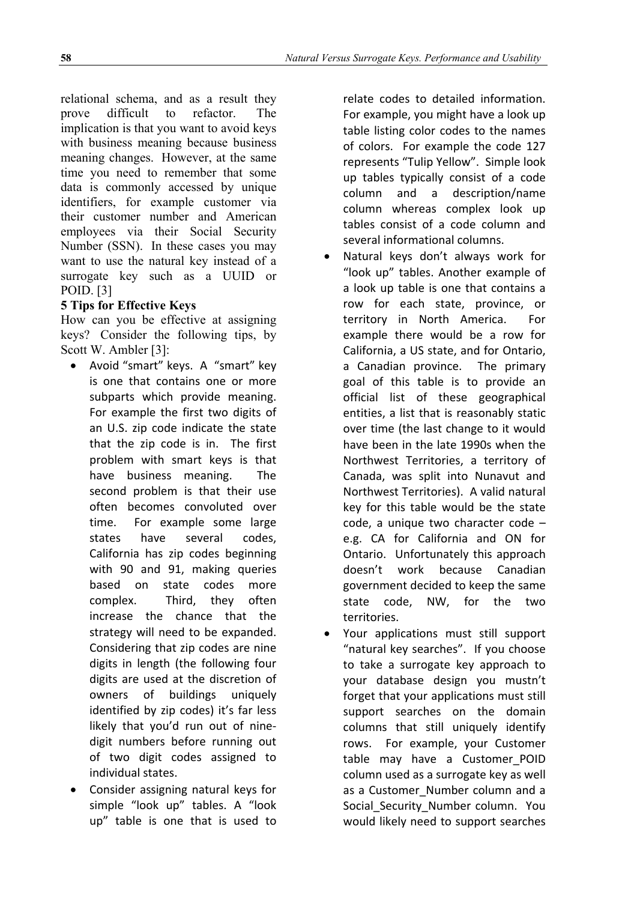relational schema, and as a result they prove difficult to refactor. The implication is that you want to avoid keys with business meaning because business meaning changes. However, at the same time you need to remember that some data is commonly accessed by unique identifiers, for example customer via their customer number and American employees via their Social Security Number (SSN). In these cases you may want to use the natural key instead of a surrogate key such as a UUID or POID. [3]

**5 Tips for Effective Keys**

How can you be effective at assigning keys? Consider the following tips, by Scott W. Ambler [3]:

- Avoid "smart" keys. A "smart" key is one that contains one or more subparts which provide meaning. For example the first two digits of an U.S. zip code indicate the state that the zip code is in. The first problem with smart keys is that have business meaning. The second problem is that their use often becomes convoluted over time. For example some large states have several codes, California has zip codes beginning with 90 and 91, making queries based on state codes more complex. Third, they often increase the chance that the strategy will need to be expanded. Considering that zip codes are nine digits in length (the following four digits are used at the discretion of owners of buildings uniquely identified by zip codes) it's far less likely that you'd run out of nine-digit numbers before running out of two digit codes assigned to individual states.
- Consider assigning natural keys for simple "look up" tables. A "look up" table is one that is used to relate codes to detailed information. For example, you might have a look up table listing color codes to the names of colors. For example the code 127 represents "Tulip Yellow". Simple look up tables typically consist of a code column and a description/name column whereas complex look up tables consist of a code column and several informational columns.
- Natural keys don't always work for "look up" tables. Another example of a look up table is one that contains a row for each state, province, or territory in North America. For example there would be a row for California, a US state, and for Ontario, a Canadian province. The primary goal of this table is to provide an official list of these geographical entities, a list that is reasonably static over time (the last change to it would have been in the late 1990s when the Northwest Territories, a territory of Canada, was split into Nunavut and Northwest Territories). A valid natural key for this table would be the state code, a unique two character code – e.g. CA for California and ON for Ontario. Unfortunately this approach doesn't work because Canadian government decided to keep the same state code, NW, for the two territories.
- Your applications must still support "natural key searches". If you choose to take a surrogate key approach to your database design you mustn't forget that your applications must still support searches on the domain columns that still uniquely identify rows. For example, your Customer table may have a Customer_POID column used as a surrogate key as well as a Customer_Number column and a Social_Security_Number column. You would likely need to support searches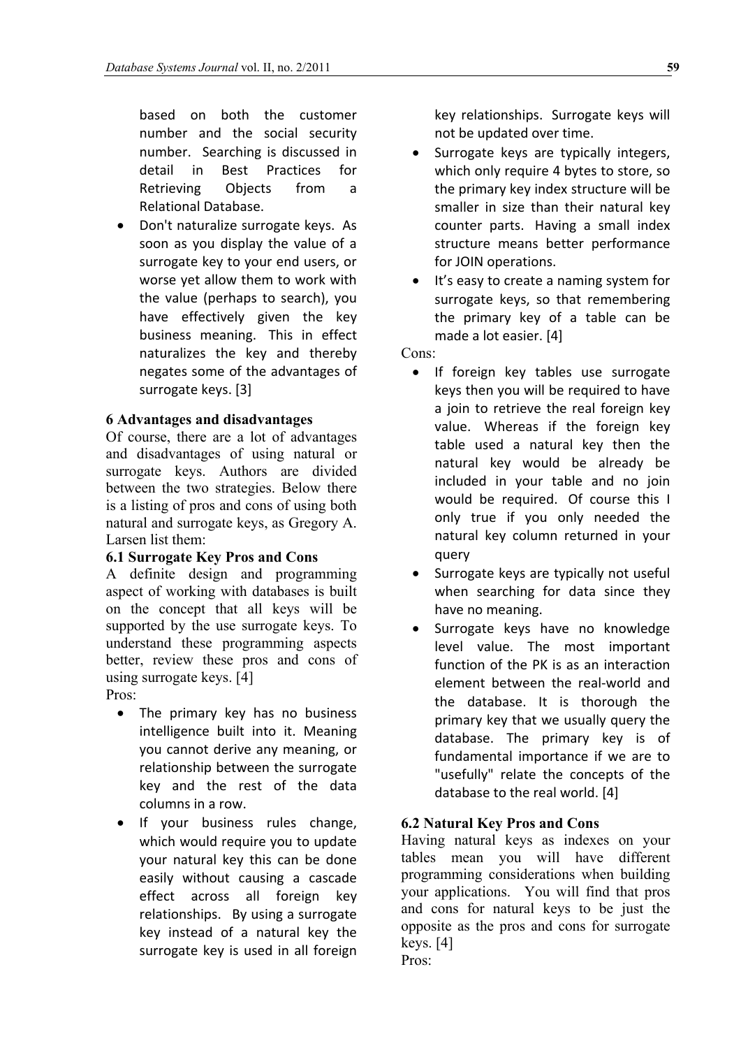based on both the customer number and the social security number. Searching is discussed in detail in Best Practices for Retrieving Objects from a Relational Database.

- Don't naturalize surrogate keys. As soon as you display the value of a surrogate key to your end users, or worse yet allow them to work with the value (perhaps to search), you have effectively given the key business meaning. This in effect naturalizes the key and thereby negates some of the advantages of surrogate keys. [3]

## 6 Advantages and disadvantages

Of course, there are a lot of advantages and disadvantages of using natural or surrogate keys. Authors are divided between the two strategies. Below there is a listing of pros and cons of using both natural and surrogate keys, as Gregory A. Larsen list them:

### 6.1 Surrogate Key Pros and Cons

A definite design and programming aspect of working with databases is built on the concept that all keys will be supported by the use surrogate keys. To understand these programming aspects better, review these pros and cons of using surrogate keys. [4]

Pros:

- The primary key has no business intelligence built into it. Meaning you cannot derive any meaning, or relationship between the surrogate key and the rest of the data columns in a row.
- If your business rules change, which would require you to update your natural key this can be done easily without causing a cascade effect across all foreign key relationships. By using a surrogate key instead of a natural key the surrogate key is used in all foreign key relationships. Surrogate keys will not be updated over time.
- Surrogate keys are typically integers, which only require 4 bytes to store, so the primary key index structure will be smaller in size than their natural key counter parts. Having a small index structure means better performance for JOIN operations.
- It's easy to create a naming system for surrogate keys, so that remembering the primary key of a table can be made a lot easier. [4]

Cons:

- If foreign key tables use surrogate keys then you will be required to have a join to retrieve the real foreign key value. Whereas if the foreign key table used a natural key then the natural key would be already be included in your table and no join would be required. Of course this I only true if you only needed the natural key column returned in your query
- Surrogate keys are typically not useful when searching for data since they have no meaning.
- Surrogate keys have no knowledge level value. The most important function of the PK is as an interaction element between the real-world and the database. It is thorough the primary key that we usually query the database. The primary key is of fundamental importance if we are to "usefully" relate the concepts of the database to the real world. [4]

### 6.2 Natural Key Pros and Cons

Having natural keys as indexes on your tables mean you will have different programming considerations when building your applications. You will find that pros and cons for natural keys to be just the opposite as the pros and cons for surrogate keys. [4]

Pros: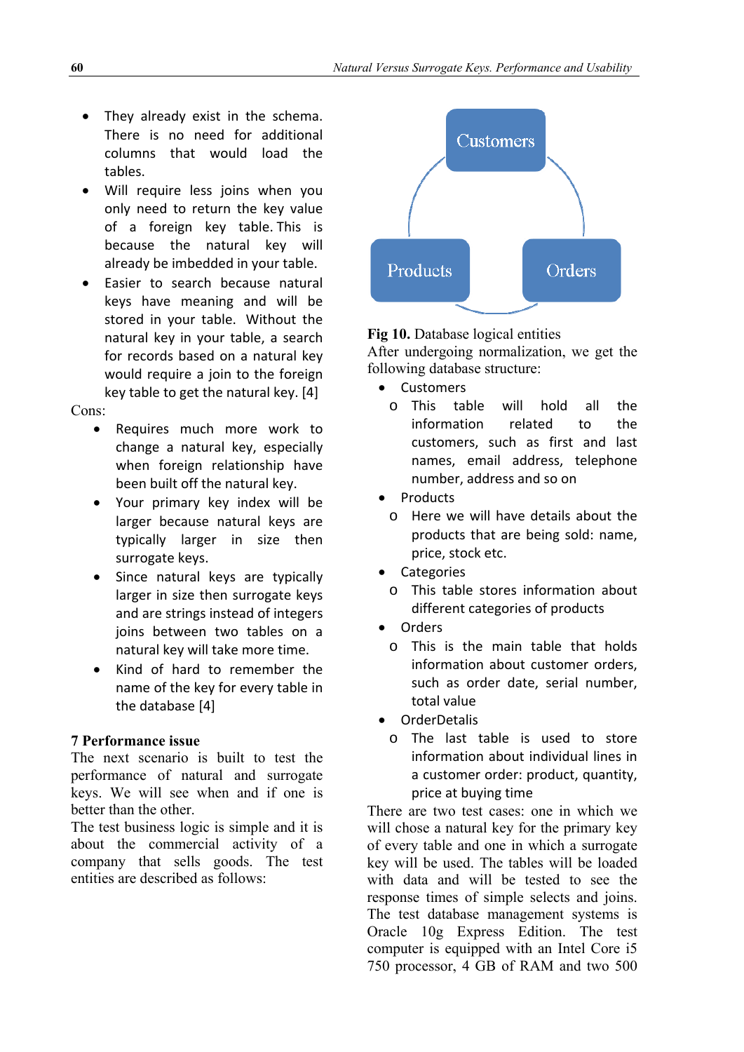- They already exist in the schema. There is no need for additional columns that would load the tables.
- Will require less joins when you only need to return the key value of a foreign key table. This is because the natural key will already be imbedded in your table.
- Easier to search because natural keys have meaning and will be stored in your table. Without the natural key in your table, a search for records based on a natural key would require a join to the foreign key table to get the natural key. [4]

Cons:

- Requires much more work to change a natural key, especially when foreign relationship have been built off the natural key.
- Your primary key index will be larger because natural keys are typically larger in size then surrogate keys.
- Since natural keys are typically larger in size then surrogate keys and are strings instead of integers joins between two tables on a natural key will take more time.
- Kind of hard to remember the name of the key for every table in the database [4]

## 7 Performance issue

The next scenario is built to test the performance of natural and surrogate keys. We will see when and if one is better than the other.

The test business logic is simple and it is about the commercial activity of a company that sells goods. The test entities are described as follows:

Customers

Products

Orders

**Fig 10.** Database logical entities

After undergoing normalization, we get the following database structure:

- Customers
    - This table will hold all the information related to the customers, such as first and last names, email address, telephone number, address and so on
- Products
    - Here we will have details about the products that are being sold: name, price, stock etc.
- Categories
    - This table stores information about different categories of products
- Orders
    - This is the main table that holds information about customer orders, such as order date, serial number, total value
- OrderDetalis
    - The last table is used to store information about individual lines in a customer order: product, quantity, price at buying time

There are two test cases: one in which we will chose a natural key for the primary key of every table and one in which a surrogate key will be used. The tables will be loaded with data and will be tested to see the response times of simple selects and joins. The test database management systems is Oracle 10g Express Edition. The test computer is equipped with an Intel Core i5 750 processor, 4 GB of RAM and two 500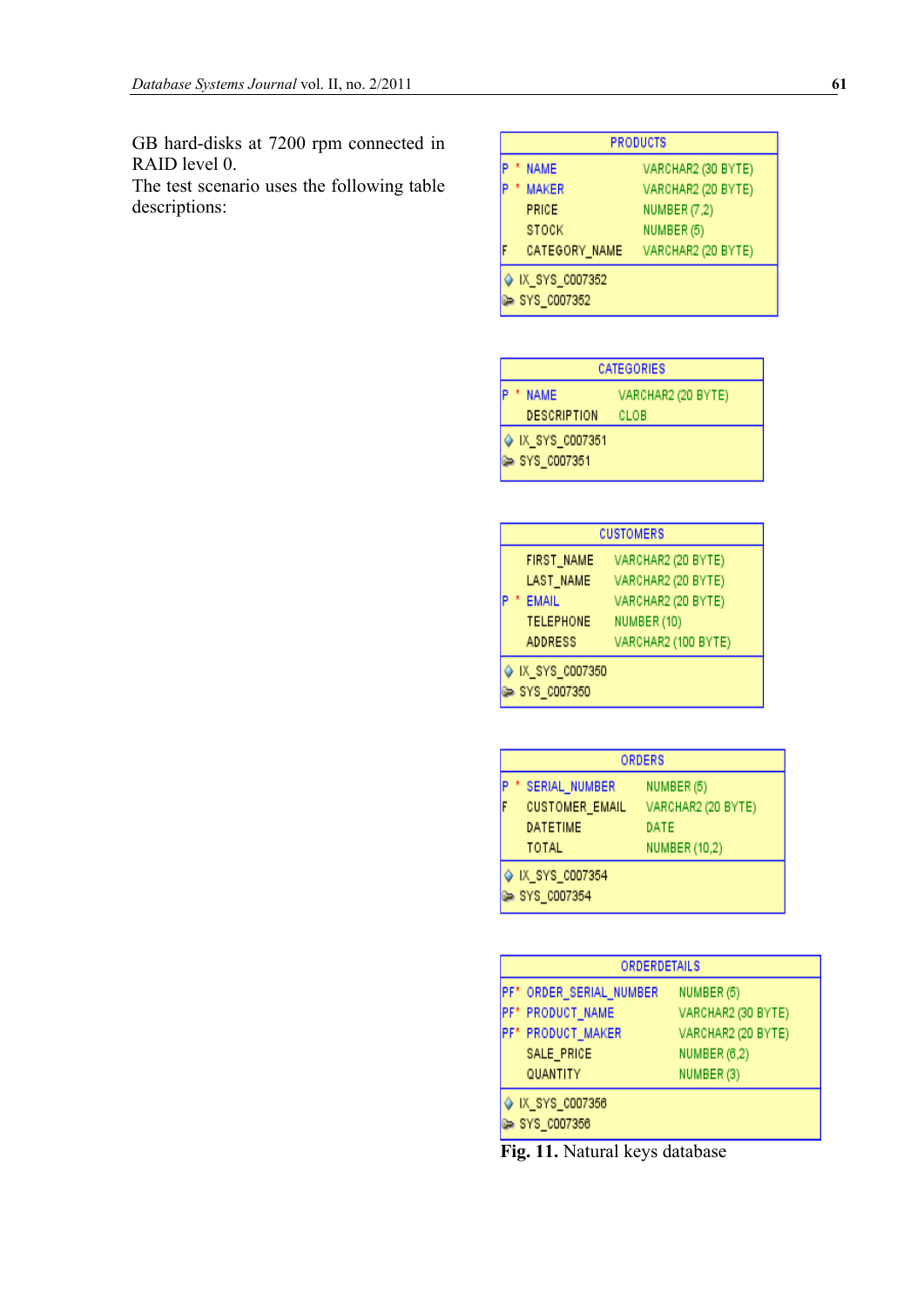GB hard-disks at 7200 rpm connected in RAID level 0.
The test scenario uses the following table descriptions:

| PRODUCTS | | |
|---|---|---|
| P * | NAME | VARCHAR2 (30 BYTE) |
| P * | MAKER | VARCHAR2 (20 BYTE) |
| | PRICE | NUMBER (7,2) |
| | STOCK | NUMBER (5) |
| F | CATEGORY_NAME | VARCHAR2 (20 BYTE) |
| | IX_SYS_C007352 | |
| | SYS_C007352 | |

| CATEGORIES | | |
|---|---|---|
| P * | NAME | VARCHAR2 (20 BYTE) |
| | DESCRIPTION | CLOB |
| | IX_SYS_C007351 | |
| | SYS_C007351 | |

| CUSTOMERS | | |
|---|---|---|
| | FIRST_NAME | VARCHAR2 (20 BYTE) |
| | LAST_NAME | VARCHAR2 (20 BYTE) |
| P * | EMAIL | VARCHAR2 (20 BYTE) |
| | TELEPHONE | NUMBER (10) |
| | ADDRESS | VARCHAR2 (100 BYTE) |
| | IX_SYS_C007350 | |
| | SYS_C007350 | |

| ORDERS | | |
|---|---|---|
| P * | SERIAL_NUMBER | NUMBER (5) |
| F | CUSTOMER_EMAIL | VARCHAR2 (20 BYTE) |
| | DATETIME | DATE |
| | TOTAL | NUMBER (10,2) |
| | IX_SYS_C007354 | |
| | SYS_C007354 | |

| ORDERDETAILS | | |
|---|---|---|
| PF* | ORDER_SERIAL_NUMBER | NUMBER (5) |
| PF* | PRODUCT_NAME | VARCHAR2 (30 BYTE) |
| PF* | PRODUCT_MAKER | VARCHAR2 (20 BYTE) |
| | SALE_PRICE | NUMBER (6,2) |
| | QUANTITY | NUMBER (3) |
| | IX_SYS_C007356 | |
| | SYS_C007356 | |

**Fig. 11.** Natural keys database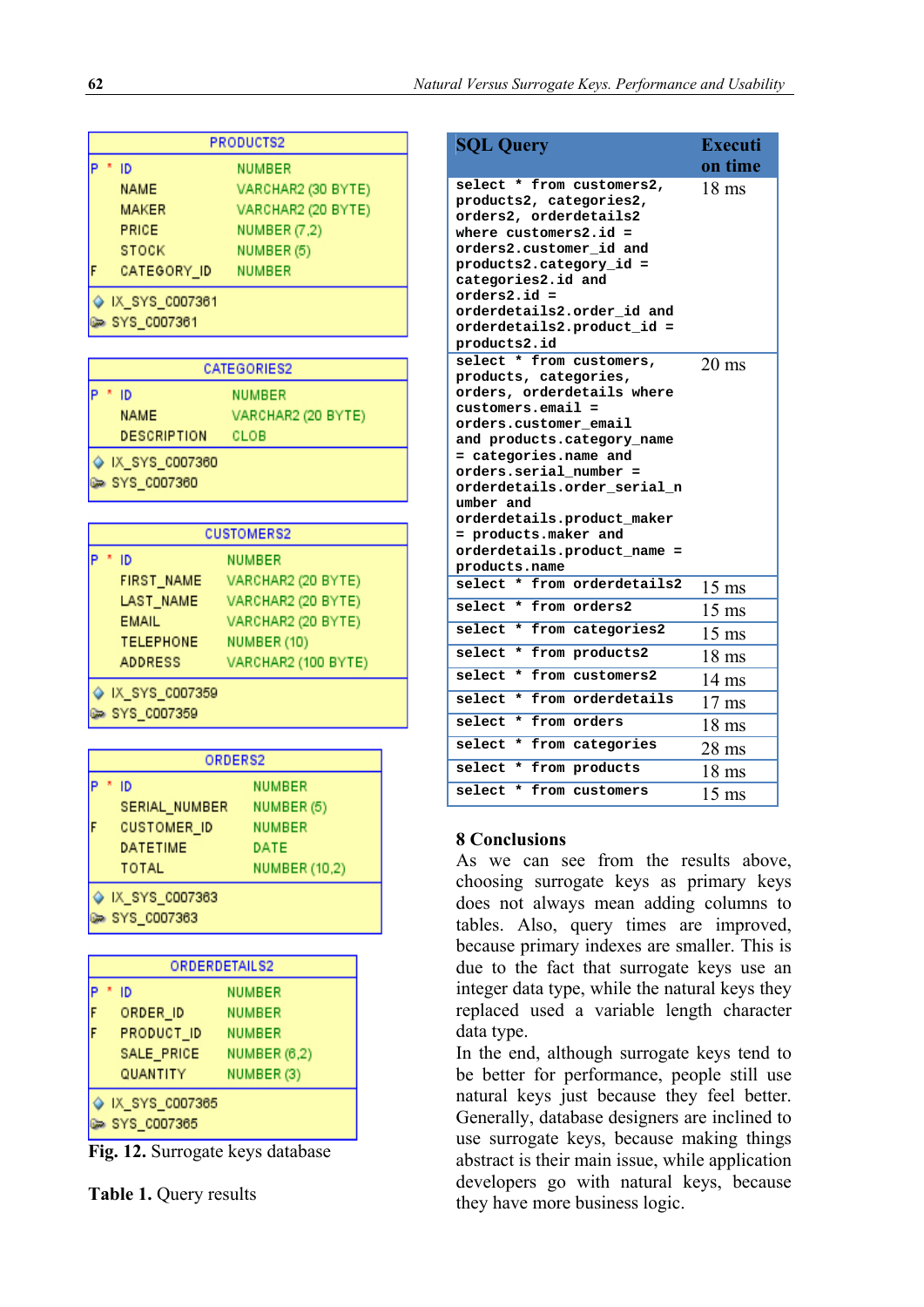| PRODUCTS2 | | |
|---|---|---|
| P * | ID | NUMBER |
| | NAME | VARCHAR2 (30 BYTE) |
| | MAKER | VARCHAR2 (20 BYTE) |
| | PRICE | NUMBER (7,2) |
| | STOCK | NUMBER (5) |
| F | CATEGORY_ID | NUMBER |
| | IX_SYS_C007361 | |
| | SYS_C007361 | |

| CATEGORIES2 | | |
|---|---|---|
| P * | ID | NUMBER |
| | NAME | VARCHAR2 (20 BYTE) |
| | DESCRIPTION | CLOB |
| | IX_SYS_C007360 | |
| | SYS_C007360 | |

| CUSTOMERS2 | | |
|---|---|---|
| P * | ID | NUMBER |
| | FIRST_NAME | VARCHAR2 (20 BYTE) |
| | LAST_NAME | VARCHAR2 (20 BYTE) |
| | EMAIL | VARCHAR2 (20 BYTE) |
| | TELEPHONE | NUMBER (10) |
| | ADDRESS | VARCHAR2 (100 BYTE) |
| | IX_SYS_C007359 | |
| | SYS_C007359 | |

| ORDERS2 | | |
|---|---|---|
| P * | ID | NUMBER |
| | SERIAL_NUMBER | NUMBER (5) |
| F | CUSTOMER_ID | NUMBER |
| | DATETIME | DATE |
| | TOTAL | NUMBER (10,2) |
| | IX_SYS_C007363 | |
| | SYS_C007363 | |

| ORDERDETAILS2 | | |
|---|---|---|
| P * | ID | NUMBER |
| F | ORDER_ID | NUMBER |
| F | PRODUCT_ID | NUMBER |
| | SALE_PRICE | NUMBER (6,2) |
| | QUANTITY | NUMBER (3) |
| | IX_SYS_C007365 | |
| | SYS_C007365 | |

**Fig. 12.** Surrogate keys database

**Table 1.** Query results

| SQL Query | Execution time |
|---|---|
| `select * from customers2, products2, categories2, orders2, orderdetails2 where customers2.id = orders2.customer_id and products2.category_id = categories2.id and orders2.id = orderdetails2.order_id and orderdetails2.product_id = products2.id` | 18 ms |
| `select * from customers, products, categories, orders, orderdetails where customers.email = orders.customer_email and products.category_name = categories.name and orders.serial_number = orderdetails.order_serial_number and orderdetails.product_maker = products.maker and orderdetails.product_name = products.name` | 20 ms |
| `select * from orderdetails2` | 15 ms |
| `select * from orders2` | 15 ms |
| `select * from categories2` | 15 ms |
| `select * from products2` | 18 ms |
| `select * from customers2` | 14 ms |
| `select * from orderdetails` | 17 ms |
| `select * from orders` | 18 ms |
| `select * from categories` | 28 ms |
| `select * from products` | 18 ms |
| `select * from customers` | 15 ms |

## 8 Conclusions

As we can see from the results above, choosing surrogate keys as primary keys does not always mean adding columns to tables. Also, query times are improved, because primary indexes are smaller. This is due to the fact that surrogate keys use an integer data type, while the natural keys they replaced used a variable length character data type.

In the end, although surrogate keys tend to be better for performance, people still use natural keys just because they feel better. Generally, database designers are inclined to use surrogate keys, because making things abstract is their main issue, while application developers go with natural keys, because they have more business logic.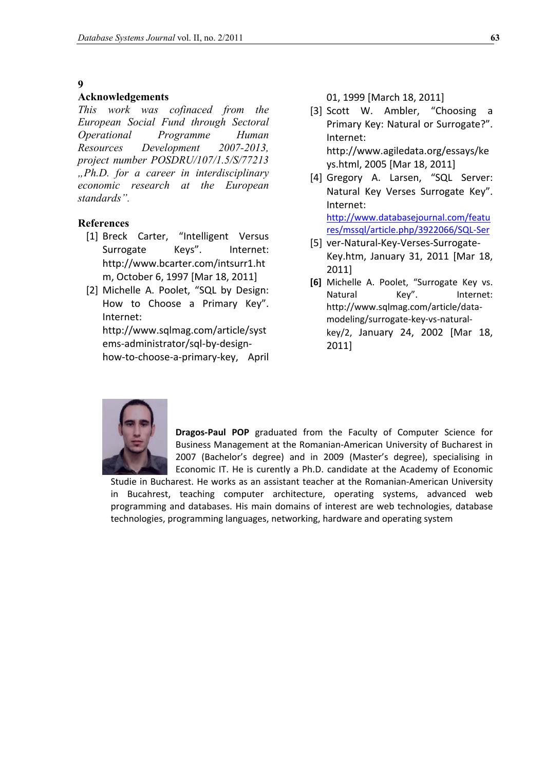## 9 Acknowledgements

*This work was cofinaced from the European Social Fund through Sectoral Operational Programme Human Resources Development 2007-2013, project number POSDRU/107/1.5/S/77213 „Ph.D. for a career in interdisciplinary economic research at the European standards”.*

## References

[1] Breck Carter, “Intelligent Versus Surrogate Keys”. Internet: http://www.bcarter.com/intsurr1.htm, October 6, 1997 [Mar 18, 2011]

[2] Michelle A. Poolet, “SQL by Design: How to Choose a Primary Key”. Internet: http://www.sqlmag.com/article/systems-administrator/sql-by-design-how-to-choose-a-primary-key, April 01, 1999 [March 18, 2011]

[3] Scott W. Ambler, “Choosing a Primary Key: Natural or Surrogate?”. Internet: http://www.agiledata.org/essays/keys.html, 2005 [Mar 18, 2011]

[4] Gregory A. Larsen, “SQL Server: Natural Key Verses Surrogate Key”. Internet: http://www.databasejournal.com/features/mssql/article.php/3922066/SQL-Ser

[5] ver-Natural-Key-Verses-Surrogate-Key.htm, January 31, 2011 [Mar 18, 2011]

**[6]** Michelle A. Poolet, “Surrogate Key vs. Natural Key”. Internet: http://www.sqlmag.com/article/data-modeling/surrogate-key-vs-natural-key/2, January 24, 2002 [Mar 18, 2011]

**Dragos-Paul POP** graduated from the Faculty of Computer Science for Business Management at the Romanian-American University of Bucharest in 2007 (Bachelor’s degree) and in 2009 (Master’s degree), specialising in Economic IT. He is curently a Ph.D. candidate at the Academy of Economic Studie in Bucharest. He works as an assistant teacher at the Romanian-American University in Bucahrest, teaching computer architecture, operating systems, advanced web programming and databases. His main domains of interest are web technologies, database technologies, programming languages, networking, hardware and operating system